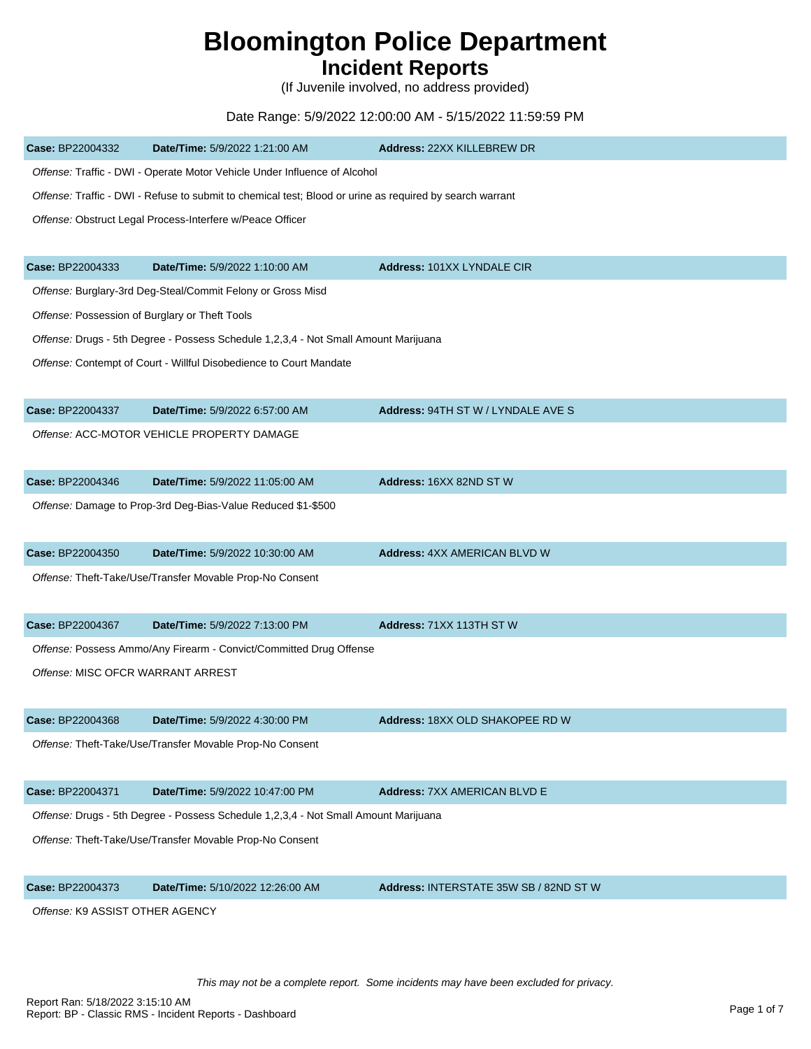# Bloomington Police Department
## Incident Reports

(If Juvenile involved, no address provided)

Date Range: 5/9/2022 12:00:00 AM - 5/15/2022 11:59:59 PM

**Case:** BP22004332 **Date/Time:** 5/9/2022 1:21:00 AM **Address:** 22XX KILLEBREW DR

*Offense:* Traffic - DWI - Operate Motor Vehicle Under Influence of Alcohol

*Offense:* Traffic - DWI - Refuse to submit to chemical test; Blood or urine as required by search warrant

*Offense:* Obstruct Legal Process-Interfere w/Peace Officer

**Case:** BP22004333 **Date/Time:** 5/9/2022 1:10:00 AM **Address:** 101XX LYNDALE CIR

*Offense:* Burglary-3rd Deg-Steal/Commit Felony or Gross Misd

*Offense:* Possession of Burglary or Theft Tools

*Offense:* Drugs - 5th Degree - Possess Schedule 1,2,3,4 - Not Small Amount Marijuana

*Offense:* Contempt of Court - Willful Disobedience to Court Mandate

**Case:** BP22004337 **Date/Time:** 5/9/2022 6:57:00 AM **Address:** 94TH ST W / LYNDALE AVE S

*Offense:* ACC-MOTOR VEHICLE PROPERTY DAMAGE

**Case:** BP22004346 **Date/Time:** 5/9/2022 11:05:00 AM **Address:** 16XX 82ND ST W

*Offense:* Damage to Prop-3rd Deg-Bias-Value Reduced $1-$500

**Case:** BP22004350 **Date/Time:** 5/9/2022 10:30:00 AM **Address:** 4XX AMERICAN BLVD W

*Offense:* Theft-Take/Use/Transfer Movable Prop-No Consent

**Case:** BP22004367 **Date/Time:** 5/9/2022 7:13:00 PM **Address:** 71XX 113TH ST W

*Offense:* Possess Ammo/Any Firearm - Convict/Committed Drug Offense

*Offense:* MISC OFCR WARRANT ARREST

**Case:** BP22004368 **Date/Time:** 5/9/2022 4:30:00 PM **Address:** 18XX OLD SHAKOPEE RD W

*Offense:* Theft-Take/Use/Transfer Movable Prop-No Consent

**Case:** BP22004371 **Date/Time:** 5/9/2022 10:47:00 PM **Address:** 7XX AMERICAN BLVD E

*Offense:* Drugs - 5th Degree - Possess Schedule 1,2,3,4 - Not Small Amount Marijuana

*Offense:* Theft-Take/Use/Transfer Movable Prop-No Consent

**Case:** BP22004373 **Date/Time:** 5/10/2022 12:26:00 AM **Address:** INTERSTATE 35W SB / 82ND ST W

*Offense:* K9 ASSIST OTHER AGENCY

*This may not be a complete report. Some incidents may have been excluded for privacy.*

Report Ran: 5/18/2022 3:15:10 AM
Report: BP - Classic RMS - Incident Reports - Dashboard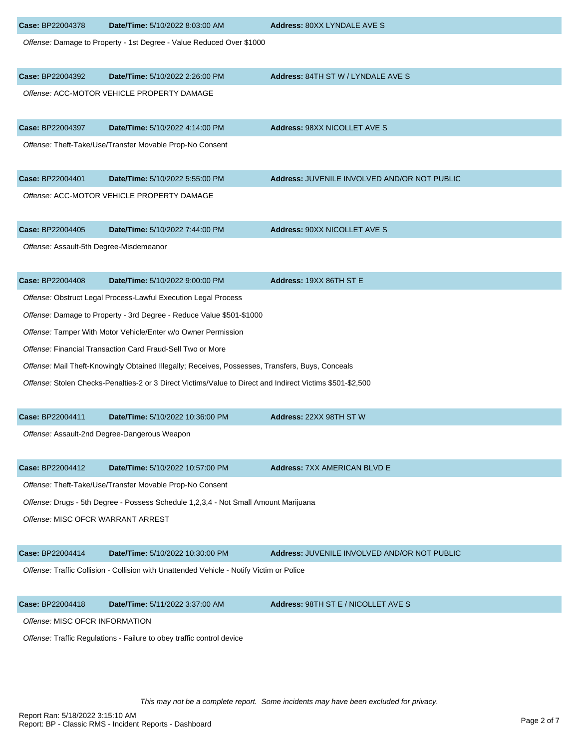**Case:** BP22004378 **Date/Time:** 5/10/2022 8:03:00 AM **Address:** 80XX LYNDALE AVE S

*Offense:* Damage to Property - 1st Degree - Value Reduced Over $1000

**Case:** BP22004392 **Date/Time:** 5/10/2022 2:26:00 PM **Address:** 84TH ST W / LYNDALE AVE S

*Offense:* ACC-MOTOR VEHICLE PROPERTY DAMAGE

**Case:** BP22004397 **Date/Time:** 5/10/2022 4:14:00 PM **Address:** 98XX NICOLLET AVE S

*Offense:* Theft-Take/Use/Transfer Movable Prop-No Consent

**Case:** BP22004401 **Date/Time:** 5/10/2022 5:55:00 PM **Address:** JUVENILE INVOLVED AND/OR NOT PUBLIC

*Offense:* ACC-MOTOR VEHICLE PROPERTY DAMAGE

**Case:** BP22004405 **Date/Time:** 5/10/2022 7:44:00 PM **Address:** 90XX NICOLLET AVE S

*Offense:* Assault-5th Degree-Misdemeanor

**Case:** BP22004408 **Date/Time:** 5/10/2022 9:00:00 PM **Address:** 19XX 86TH ST E

*Offense:* Obstruct Legal Process-Lawful Execution Legal Process

*Offense:* Damage to Property - 3rd Degree - Reduce Value $501-$1000

*Offense:* Tamper With Motor Vehicle/Enter w/o Owner Permission

*Offense:* Financial Transaction Card Fraud-Sell Two or More

*Offense:* Mail Theft-Knowingly Obtained Illegally; Receives, Possesses, Transfers, Buys, Conceals

*Offense:* Stolen Checks-Penalties-2 or 3 Direct Victims/Value to Direct and Indirect Victims $501-$2,500

**Case:** BP22004411 **Date/Time:** 5/10/2022 10:36:00 PM **Address:** 22XX 98TH ST W

*Offense:* Assault-2nd Degree-Dangerous Weapon

**Case:** BP22004412 **Date/Time:** 5/10/2022 10:57:00 PM **Address:** 7XX AMERICAN BLVD E

*Offense:* Theft-Take/Use/Transfer Movable Prop-No Consent

*Offense:* Drugs - 5th Degree - Possess Schedule 1,2,3,4 - Not Small Amount Marijuana

*Offense:* MISC OFCR WARRANT ARREST

**Case:** BP22004414 **Date/Time:** 5/10/2022 10:30:00 PM **Address:** JUVENILE INVOLVED AND/OR NOT PUBLIC

*Offense:* Traffic Collision - Collision with Unattended Vehicle - Notify Victim or Police

**Case:** BP22004418 **Date/Time:** 5/11/2022 3:37:00 AM **Address:** 98TH ST E / NICOLLET AVE S

*Offense:* MISC OFCR INFORMATION

*Offense:* Traffic Regulations - Failure to obey traffic control device

*This may not be a complete report. Some incidents may have been excluded for privacy.*

Report Ran: 5/18/2022 3:15:10 AM
Report: BP - Classic RMS - Incident Reports - Dashboard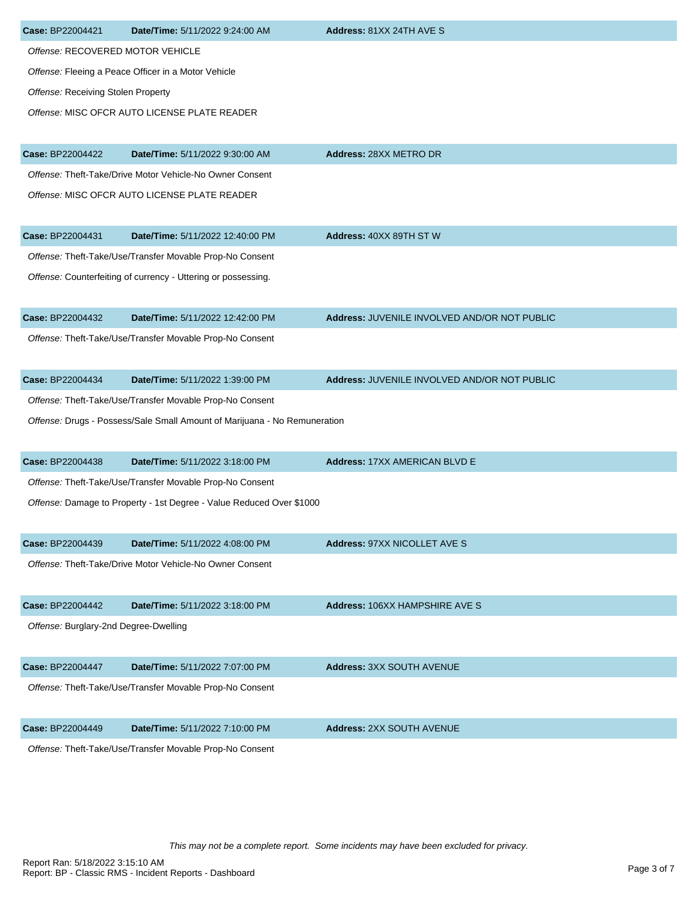**Case:** BP22004421 **Date/Time:** 5/11/2022 9:24:00 AM **Address:** 81XX 24TH AVE S

*Offense:* RECOVERED MOTOR VEHICLE

*Offense:* Fleeing a Peace Officer in a Motor Vehicle

*Offense:* Receiving Stolen Property

*Offense:* MISC OFCR AUTO LICENSE PLATE READER

**Case:** BP22004422 **Date/Time:** 5/11/2022 9:30:00 AM **Address:** 28XX METRO DR

*Offense:* Theft-Take/Drive Motor Vehicle-No Owner Consent

*Offense:* MISC OFCR AUTO LICENSE PLATE READER

**Case:** BP22004431 **Date/Time:** 5/11/2022 12:40:00 PM **Address:** 40XX 89TH ST W

*Offense:* Theft-Take/Use/Transfer Movable Prop-No Consent

*Offense:* Counterfeiting of currency - Uttering or possessing.

**Case:** BP22004432 **Date/Time:** 5/11/2022 12:42:00 PM **Address:** JUVENILE INVOLVED AND/OR NOT PUBLIC

*Offense:* Theft-Take/Use/Transfer Movable Prop-No Consent

**Case:** BP22004434 **Date/Time:** 5/11/2022 1:39:00 PM **Address:** JUVENILE INVOLVED AND/OR NOT PUBLIC

*Offense:* Theft-Take/Use/Transfer Movable Prop-No Consent

*Offense:* Drugs - Possess/Sale Small Amount of Marijuana - No Remuneration

**Case:** BP22004438 **Date/Time:** 5/11/2022 3:18:00 PM **Address:** 17XX AMERICAN BLVD E

*Offense:* Theft-Take/Use/Transfer Movable Prop-No Consent

*Offense:* Damage to Property - 1st Degree - Value Reduced Over $1000

**Case:** BP22004439 **Date/Time:** 5/11/2022 4:08:00 PM **Address:** 97XX NICOLLET AVE S

*Offense:* Theft-Take/Drive Motor Vehicle-No Owner Consent

**Case:** BP22004442 **Date/Time:** 5/11/2022 3:18:00 PM **Address:** 106XX HAMPSHIRE AVE S

*Offense:* Burglary-2nd Degree-Dwelling

**Case:** BP22004447 **Date/Time:** 5/11/2022 7:07:00 PM **Address:** 3XX SOUTH AVENUE

*Offense:* Theft-Take/Use/Transfer Movable Prop-No Consent

**Case:** BP22004449 **Date/Time:** 5/11/2022 7:10:00 PM **Address:** 2XX SOUTH AVENUE

*Offense:* Theft-Take/Use/Transfer Movable Prop-No Consent

*This may not be a complete report. Some incidents may have been excluded for privacy.*

Report Ran: 5/18/2022 3:15:10 AM
Report: BP - Classic RMS - Incident Reports - Dashboard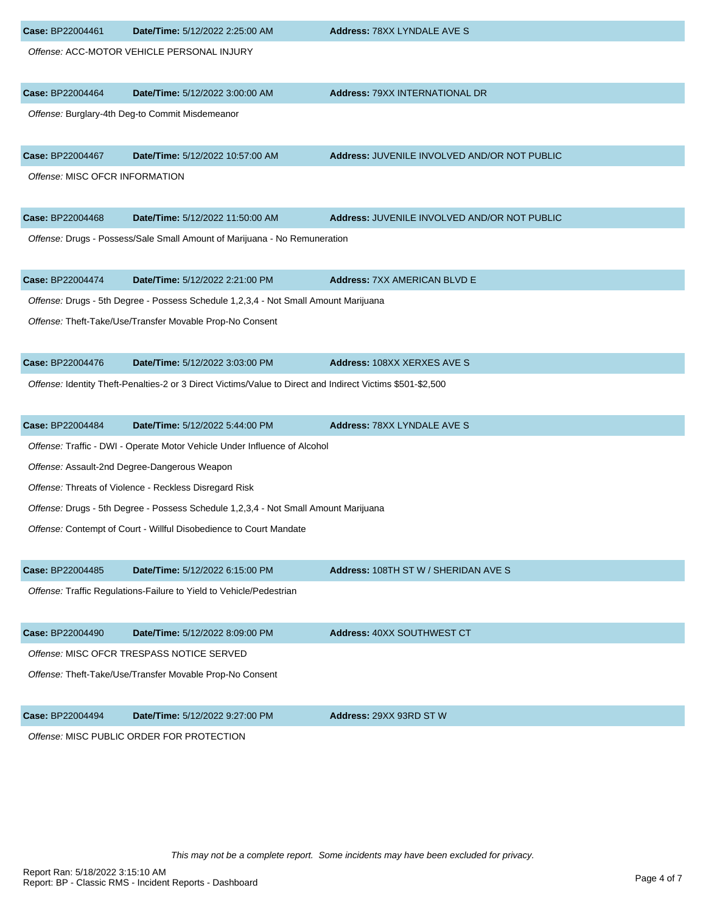**Case:** BP22004461 **Date/Time:** 5/12/2022 2:25:00 AM **Address:** 78XX LYNDALE AVE S

*Offense:* ACC-MOTOR VEHICLE PERSONAL INJURY

**Case:** BP22004464 **Date/Time:** 5/12/2022 3:00:00 AM **Address:** 79XX INTERNATIONAL DR

*Offense:* Burglary-4th Deg-to Commit Misdemeanor

**Case:** BP22004467 **Date/Time:** 5/12/2022 10:57:00 AM **Address:** JUVENILE INVOLVED AND/OR NOT PUBLIC

*Offense:* MISC OFCR INFORMATION

**Case:** BP22004468 **Date/Time:** 5/12/2022 11:50:00 AM **Address:** JUVENILE INVOLVED AND/OR NOT PUBLIC

*Offense:* Drugs - Possess/Sale Small Amount of Marijuana - No Remuneration

**Case:** BP22004474 **Date/Time:** 5/12/2022 2:21:00 PM **Address:** 7XX AMERICAN BLVD E

*Offense:* Drugs - 5th Degree - Possess Schedule 1,2,3,4 - Not Small Amount Marijuana

*Offense:* Theft-Take/Use/Transfer Movable Prop-No Consent

**Case:** BP22004476 **Date/Time:** 5/12/2022 3:03:00 PM **Address:** 108XX XERXES AVE S

*Offense:* Identity Theft-Penalties-2 or 3 Direct Victims/Value to Direct and Indirect Victims $501-$2,500

**Case:** BP22004484 **Date/Time:** 5/12/2022 5:44:00 PM **Address:** 78XX LYNDALE AVE S

*Offense:* Traffic - DWI - Operate Motor Vehicle Under Influence of Alcohol

*Offense:* Assault-2nd Degree-Dangerous Weapon

*Offense:* Threats of Violence - Reckless Disregard Risk

*Offense:* Drugs - 5th Degree - Possess Schedule 1,2,3,4 - Not Small Amount Marijuana

*Offense:* Contempt of Court - Willful Disobedience to Court Mandate

**Case:** BP22004485 **Date/Time:** 5/12/2022 6:15:00 PM **Address:** 108TH ST W / SHERIDAN AVE S

*Offense:* Traffic Regulations-Failure to Yield to Vehicle/Pedestrian

**Case:** BP22004490 **Date/Time:** 5/12/2022 8:09:00 PM **Address:** 40XX SOUTHWEST CT

*Offense:* MISC OFCR TRESPASS NOTICE SERVED

*Offense:* Theft-Take/Use/Transfer Movable Prop-No Consent

**Case:** BP22004494 **Date/Time:** 5/12/2022 9:27:00 PM **Address:** 29XX 93RD ST W

*Offense:* MISC PUBLIC ORDER FOR PROTECTION

*This may not be a complete report. Some incidents may have been excluded for privacy.*

Report Ran: 5/18/2022 3:15:10 AM
Report: BP - Classic RMS - Incident Reports - Dashboard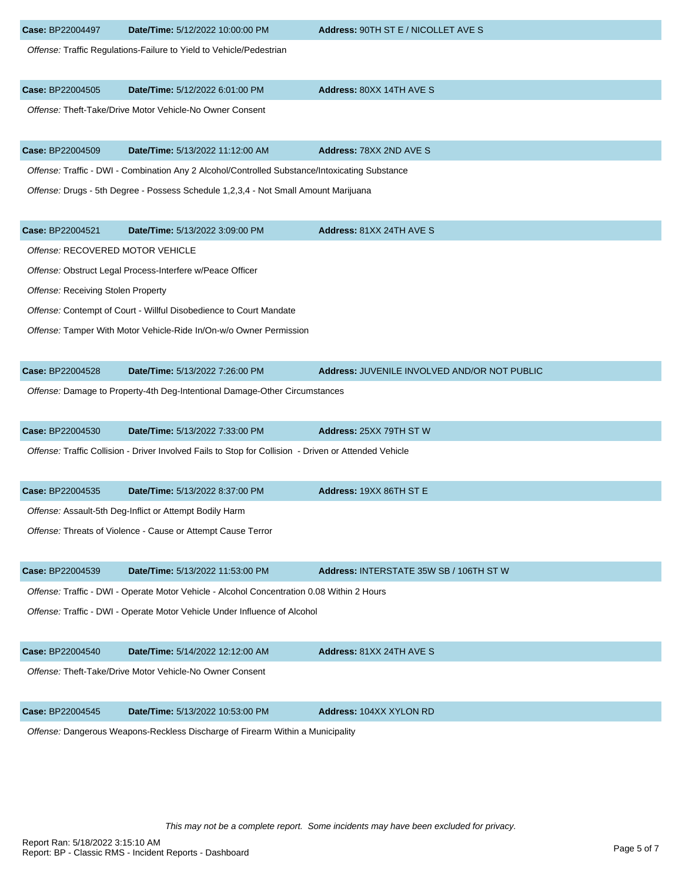**Case:** BP22004497 **Date/Time:** 5/12/2022 10:00:00 PM **Address:** 90TH ST E / NICOLLET AVE S

*Offense:* Traffic Regulations-Failure to Yield to Vehicle/Pedestrian

**Case:** BP22004505 **Date/Time:** 5/12/2022 6:01:00 PM **Address:** 80XX 14TH AVE S

*Offense:* Theft-Take/Drive Motor Vehicle-No Owner Consent

**Case:** BP22004509 **Date/Time:** 5/13/2022 11:12:00 AM **Address:** 78XX 2ND AVE S

*Offense:* Traffic - DWI - Combination Any 2 Alcohol/Controlled Substance/Intoxicating Substance

*Offense:* Drugs - 5th Degree - Possess Schedule 1,2,3,4 - Not Small Amount Marijuana

**Case:** BP22004521 **Date/Time:** 5/13/2022 3:09:00 PM **Address:** 81XX 24TH AVE S

*Offense:* RECOVERED MOTOR VEHICLE

*Offense:* Obstruct Legal Process-Interfere w/Peace Officer

*Offense:* Receiving Stolen Property

*Offense:* Contempt of Court - Willful Disobedience to Court Mandate

*Offense:* Tamper With Motor Vehicle-Ride In/On-w/o Owner Permission

**Case:** BP22004528 **Date/Time:** 5/13/2022 7:26:00 PM **Address:** JUVENILE INVOLVED AND/OR NOT PUBLIC

*Offense:* Damage to Property-4th Deg-Intentional Damage-Other Circumstances

**Case:** BP22004530 **Date/Time:** 5/13/2022 7:33:00 PM **Address:** 25XX 79TH ST W

*Offense:* Traffic Collision - Driver Involved Fails to Stop for Collision - Driven or Attended Vehicle

**Case:** BP22004535 **Date/Time:** 5/13/2022 8:37:00 PM **Address:** 19XX 86TH ST E

*Offense:* Assault-5th Deg-Inflict or Attempt Bodily Harm

*Offense:* Threats of Violence - Cause or Attempt Cause Terror

**Case:** BP22004539 **Date/Time:** 5/13/2022 11:53:00 PM **Address:** INTERSTATE 35W SB / 106TH ST W

*Offense:* Traffic - DWI - Operate Motor Vehicle - Alcohol Concentration 0.08 Within 2 Hours

*Offense:* Traffic - DWI - Operate Motor Vehicle Under Influence of Alcohol

**Case:** BP22004540 **Date/Time:** 5/14/2022 12:12:00 AM **Address:** 81XX 24TH AVE S

*Offense:* Theft-Take/Drive Motor Vehicle-No Owner Consent

**Case:** BP22004545 **Date/Time:** 5/13/2022 10:53:00 PM **Address:** 104XX XYLON RD

*Offense:* Dangerous Weapons-Reckless Discharge of Firearm Within a Municipality

*This may not be a complete report. Some incidents may have been excluded for privacy.*

Report Ran: 5/18/2022 3:15:10 AM
Report: BP - Classic RMS - Incident Reports - Dashboard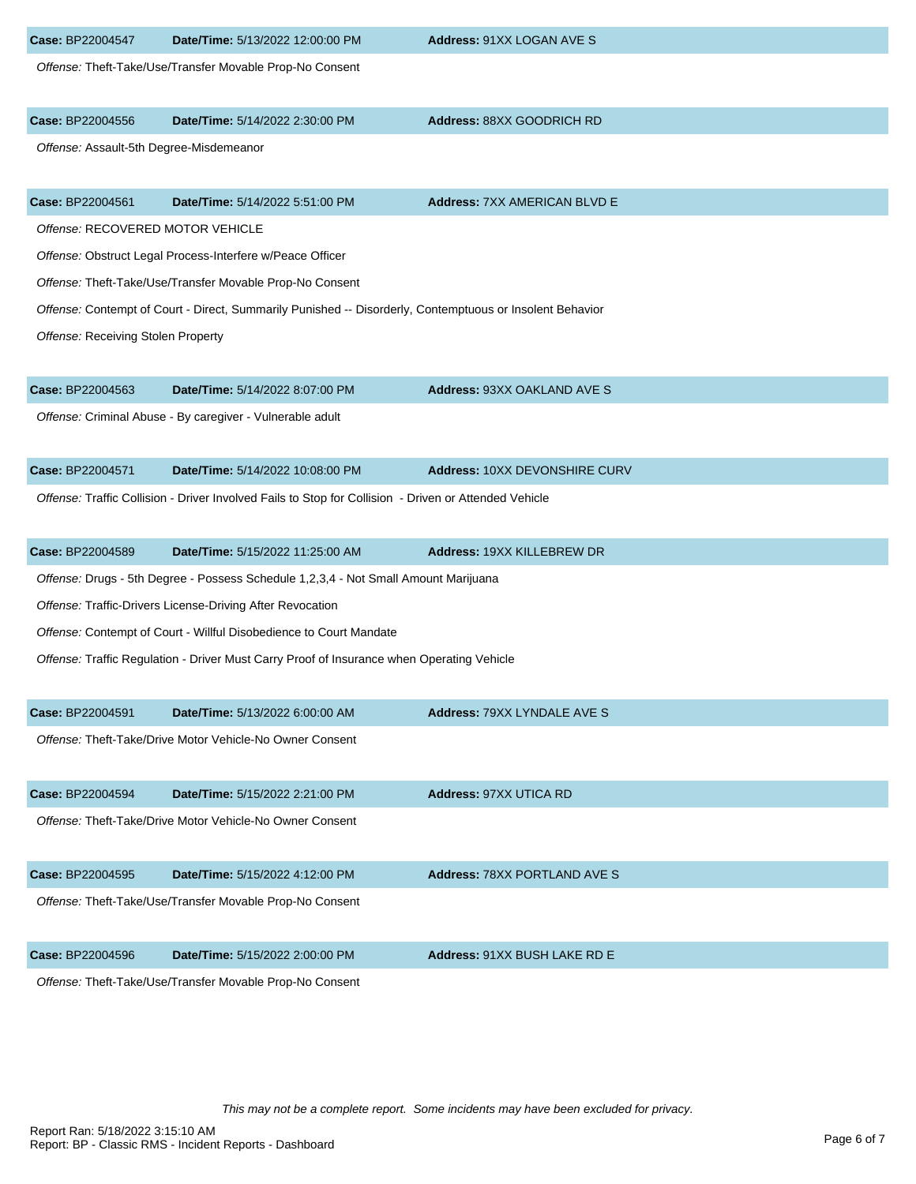**Case:** BP22004547 **Date/Time:** 5/13/2022 12:00:00 PM **Address:** 91XX LOGAN AVE S

*Offense:* Theft-Take/Use/Transfer Movable Prop-No Consent

**Case:** BP22004556 **Date/Time:** 5/14/2022 2:30:00 PM **Address:** 88XX GOODRICH RD

*Offense:* Assault-5th Degree-Misdemeanor

**Case:** BP22004561 **Date/Time:** 5/14/2022 5:51:00 PM **Address:** 7XX AMERICAN BLVD E

*Offense:* RECOVERED MOTOR VEHICLE

*Offense:* Obstruct Legal Process-Interfere w/Peace Officer

*Offense:* Theft-Take/Use/Transfer Movable Prop-No Consent

*Offense:* Contempt of Court - Direct, Summarily Punished -- Disorderly, Contemptuous or Insolent Behavior

*Offense:* Receiving Stolen Property

**Case:** BP22004563 **Date/Time:** 5/14/2022 8:07:00 PM **Address:** 93XX OAKLAND AVE S

*Offense:* Criminal Abuse - By caregiver - Vulnerable adult

**Case:** BP22004571 **Date/Time:** 5/14/2022 10:08:00 PM **Address:** 10XX DEVONSHIRE CURV

*Offense:* Traffic Collision - Driver Involved Fails to Stop for Collision - Driven or Attended Vehicle

**Case:** BP22004589 **Date/Time:** 5/15/2022 11:25:00 AM **Address:** 19XX KILLEBREW DR

*Offense:* Drugs - 5th Degree - Possess Schedule 1,2,3,4 - Not Small Amount Marijuana

*Offense:* Traffic-Drivers License-Driving After Revocation

*Offense:* Contempt of Court - Willful Disobedience to Court Mandate

*Offense:* Traffic Regulation - Driver Must Carry Proof of Insurance when Operating Vehicle

**Case:** BP22004591 **Date/Time:** 5/13/2022 6:00:00 AM **Address:** 79XX LYNDALE AVE S

*Offense:* Theft-Take/Drive Motor Vehicle-No Owner Consent

**Case:** BP22004594 **Date/Time:** 5/15/2022 2:21:00 PM **Address:** 97XX UTICA RD

*Offense:* Theft-Take/Drive Motor Vehicle-No Owner Consent

**Case:** BP22004595 **Date/Time:** 5/15/2022 4:12:00 PM **Address:** 78XX PORTLAND AVE S

*Offense:* Theft-Take/Use/Transfer Movable Prop-No Consent

**Case:** BP22004596 **Date/Time:** 5/15/2022 2:00:00 PM **Address:** 91XX BUSH LAKE RD E

*Offense:* Theft-Take/Use/Transfer Movable Prop-No Consent

*This may not be a complete report. Some incidents may have been excluded for privacy.*

Report Ran: 5/18/2022 3:15:10 AM
Report: BP - Classic RMS - Incident Reports - Dashboard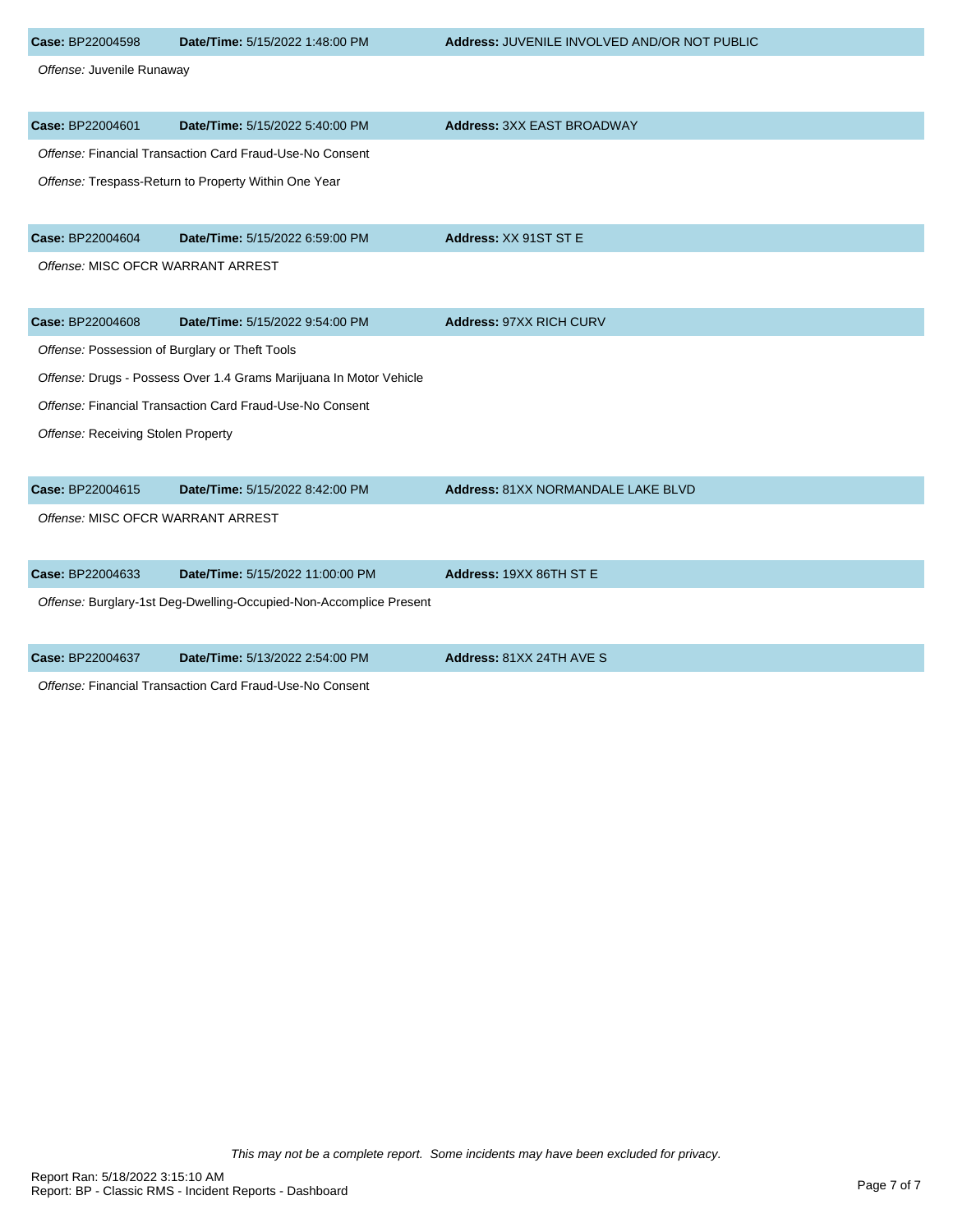**Case:** BP22004598 **Date/Time:** 5/15/2022 1:48:00 PM **Address:** JUVENILE INVOLVED AND/OR NOT PUBLIC

*Offense:* Juvenile Runaway

**Case:** BP22004601 **Date/Time:** 5/15/2022 5:40:00 PM **Address:** 3XX EAST BROADWAY

*Offense:* Financial Transaction Card Fraud-Use-No Consent

*Offense:* Trespass-Return to Property Within One Year

**Case:** BP22004604 **Date/Time:** 5/15/2022 6:59:00 PM **Address:** XX 91ST ST E

*Offense:* MISC OFCR WARRANT ARREST

**Case:** BP22004608 **Date/Time:** 5/15/2022 9:54:00 PM **Address:** 97XX RICH CURV

*Offense:* Possession of Burglary or Theft Tools

*Offense:* Drugs - Possess Over 1.4 Grams Marijuana In Motor Vehicle

*Offense:* Financial Transaction Card Fraud-Use-No Consent

*Offense:* Receiving Stolen Property

**Case:** BP22004615 **Date/Time:** 5/15/2022 8:42:00 PM **Address:** 81XX NORMANDALE LAKE BLVD

*Offense:* MISC OFCR WARRANT ARREST

**Case:** BP22004633 **Date/Time:** 5/15/2022 11:00:00 PM **Address:** 19XX 86TH ST E

*Offense:* Burglary-1st Deg-Dwelling-Occupied-Non-Accomplice Present

**Case:** BP22004637 **Date/Time:** 5/13/2022 2:54:00 PM **Address:** 81XX 24TH AVE S

*Offense:* Financial Transaction Card Fraud-Use-No Consent

*This may not be a complete report. Some incidents may have been excluded for privacy.*

Report Ran: 5/18/2022 3:15:10 AM
Report: BP - Classic RMS - Incident Reports - Dashboard